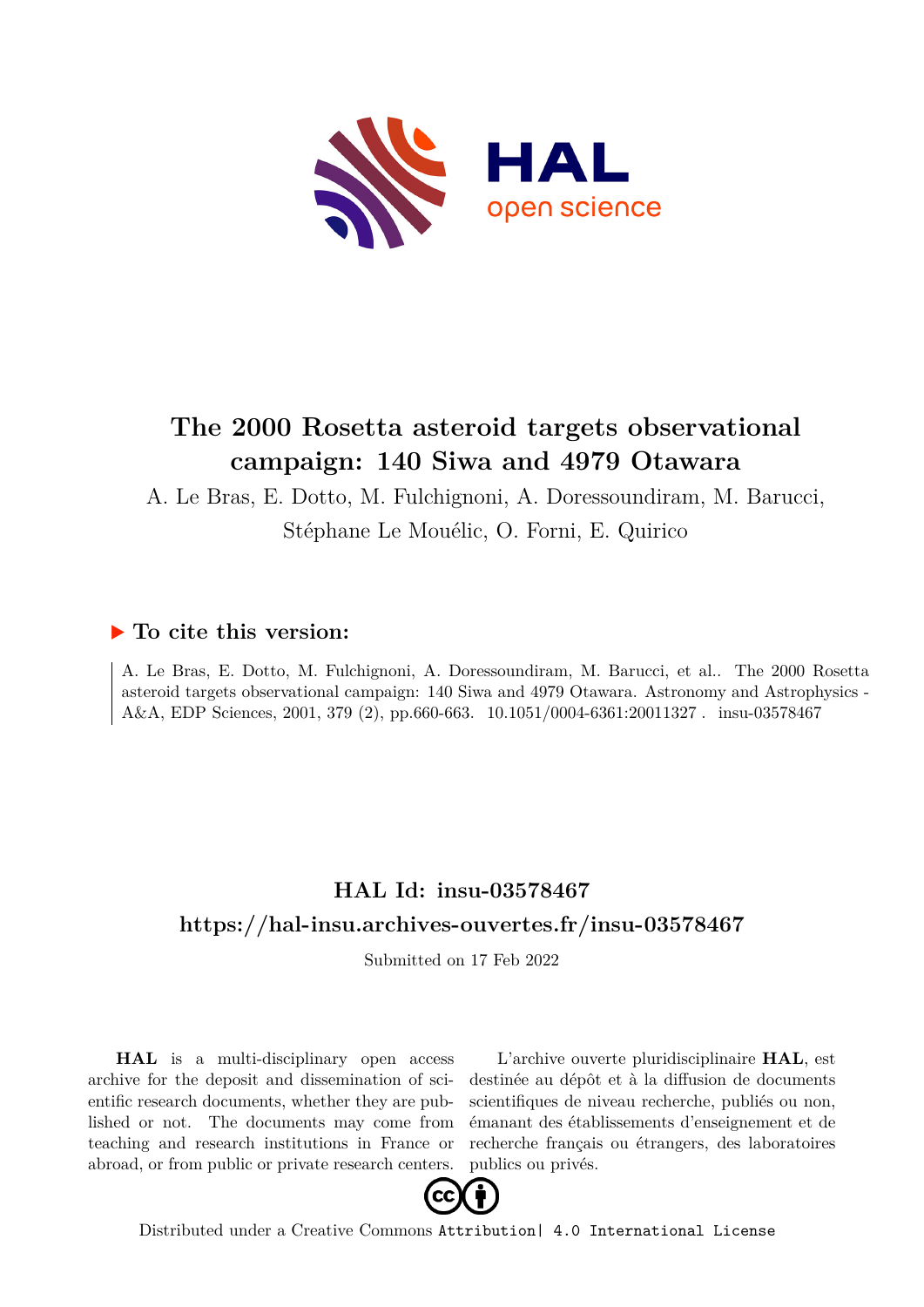# The 2000 Rosetta asteroid targets observational campaign: 140 Siwa and 4979 Otawara

A. Le Bras, E. Dotto, M. Fulchignoni, A. Doressoundiram, M. Barucci, Stéphane Le Mouélic, O. Forni, E. Quirico

## ▶ To cite this version:

A. Le Bras, E. Dotto, M. Fulchignoni, A. Doressoundiram, M. Barucci, et al.. The 2000 Rosetta asteroid targets observational campaign: 140 Siwa and 4979 Otawara. Astronomy and Astrophysics - A&A, EDP Sciences, 2001, 379 (2), pp.660-663. 10.1051/0004-6361:20011327 . insu-03578467

## HAL Id: insu-03578467

## https://hal-insu.archives-ouvertes.fr/insu-03578467

Submitted on 17 Feb 2022

**HAL** is a multi-disciplinary open access archive for the deposit and dissemination of scientific research documents, whether they are published or not. The documents may come from teaching and research institutions in France or abroad, or from public or private research centers.

L'archive ouverte pluridisciplinaire **HAL**, est destinée au dépôt et à la diffusion de documents scientifiques de niveau recherche, publiés ou non, émanant des établissements d'enseignement et de recherche français ou étrangers, des laboratoires publics ou privés.

Distributed under a Creative Commons Attribution| 4.0 International License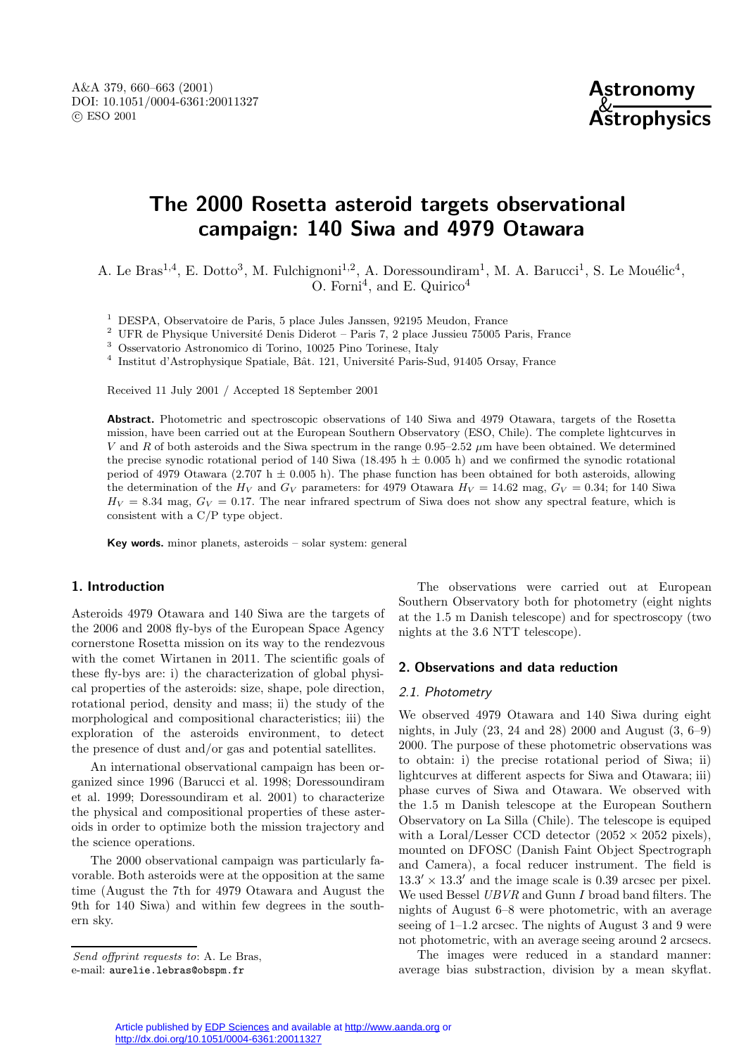# The 2000 Rosetta asteroid targets observational campaign: 140 Siwa and 4979 Otawara

A. Le Bras[1,4], E. Dotto[3], M. Fulchignoni[1,2], A. Doressoundiram[1], M. A. Barucci[1], S. Le Mouélic[4], O. Forni[4], and E. Quirico[4]

[1] DESPA, Observatoire de Paris, 5 place Jules Janssen, 92195 Meudon, France
[2] UFR de Physique Université Denis Diderot – Paris 7, 2 place Jussieu 75005 Paris, France
[3] Osservatorio Astronomico di Torino, 10025 Pino Torinese, Italy
[4] Institut d'Astrophysique Spatiale, Bât. 121, Université Paris-Sud, 91405 Orsay, France

Received 11 July 2001 / Accepted 18 September 2001

**Abstract.** Photometric and spectroscopic observations of 140 Siwa and 4979 Otawara, targets of the Rosetta mission, have been carried out at the European Southern Observatory (ESO, Chile). The complete lightcurves in $V$ and $R$ of both asteroids and the Siwa spectrum in the range 0.95–2.52 $\mu$m have been obtained. We determined the precise synodic rotational period of 140 Siwa (18.495 h $\pm$ 0.005 h) and we confirmed the synodic rotational period of 4979 Otawara (2.707 h $\pm$ 0.005 h). The phase function has been obtained for both asteroids, allowing the determination of the $H_V$ and $G_V$ parameters: for 4979 Otawara $H_V = 14.62$ mag, $G_V = 0.34$; for 140 Siwa $H_V = 8.34$ mag, $G_V = 0.17$. The near infrared spectrum of Siwa does not show any spectral feature, which is consistent with a C/P type object.

**Key words.** minor planets, asteroids – solar system: general

## 1. Introduction

Asteroids 4979 Otawara and 140 Siwa are the targets of the 2006 and 2008 fly-bys of the European Space Agency cornerstone Rosetta mission on its way to the rendezvous with the comet Wirtanen in 2011. The scientific goals of these fly-bys are: i) the characterization of global physical properties of the asteroids: size, shape, pole direction, rotational period, density and mass; ii) the study of the morphological and compositional characteristics; iii) the exploration of the asteroids environment, to detect the presence of dust and/or gas and potential satellites.

An international observational campaign has been organized since 1996 (Barucci et al. 1998; Doressoundiram et al. 1999; Doressoundiram et al. 2001) to characterize the physical and compositional properties of these asteroids in order to optimize both the mission trajectory and the science operations.

The 2000 observational campaign was particularly favorable. Both asteroids were at the opposition at the same time (August the 7th for 4979 Otawara and August the 9th for 140 Siwa) and within few degrees in the southern sky.

The observations were carried out at European Southern Observatory both for photometry (eight nights at the 1.5 m Danish telescope) and for spectroscopy (two nights at the 3.6 NTT telescope).

*Send offprint requests to*: A. Le Bras,
e-mail: aurelie.lebras@obspm.fr

## 2. Observations and data reduction

### 2.1. Photometry

We observed 4979 Otawara and 140 Siwa during eight nights, in July (23, 24 and 28) 2000 and August (3, 6–9) 2000. The purpose of these photometric observations was to obtain: i) the precise rotational period of Siwa; ii) lightcurves at different aspects for Siwa and Otawara; iii) phase curves of Siwa and Otawara. We observed with the 1.5 m Danish telescope at the European Southern Observatory on La Silla (Chile). The telescope is equiped with a Loral/Lesser CCD detector (2052 × 2052 pixels), mounted on DFOSC (Danish Faint Object Spectrograph and Camera), a focal reducer instrument. The field is $13.3' \times 13.3'$ and the image scale is 0.39 arcsec per pixel. We used Bessel *UBVR* and Gunn *I* broad band filters. The nights of August 6–8 were photometric, with an average seeing of 1–1.2 arcsec. The nights of August 3 and 9 were not photometric, with an average seeing around 2 arcsecs.

The images were reduced in a standard manner: average bias substraction, division by a mean skyflat.

Article published by EDP Sciences and available at http://www.aanda.org or http://dx.doi.org/10.1051/0004-6361:20011327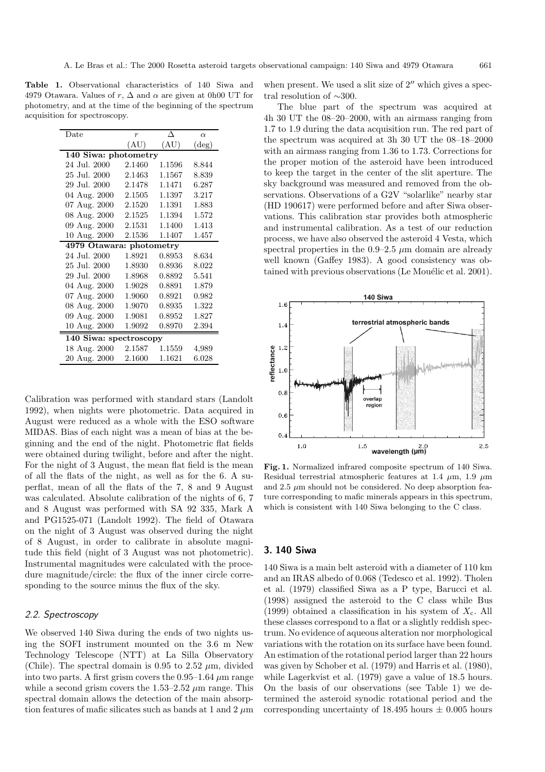**Table 1.** Observational characteristics of 140 Siwa and 4979 Otawara. Values of $r$, $\Delta$ and $\alpha$ are given at 0h00 UT for photometry, and at the time of the beginning of the spectrum acquisition for spectroscopy.

| Date | $r$ (AU) | $\Delta$ (AU) | $\alpha$ (deg) |
|---|---|---|---|
| **140 Siwa: photometry** | | | |
| 24 Jul. 2000 | 2.1460 | 1.1596 | 8.844 |
| 25 Jul. 2000 | 2.1463 | 1.1567 | 8.839 |
| 29 Jul. 2000 | 2.1478 | 1.1471 | 6.287 |
| 04 Aug. 2000 | 2.1505 | 1.1397 | 3.217 |
| 07 Aug. 2000 | 2.1520 | 1.1391 | 1.883 |
| 08 Aug. 2000 | 2.1525 | 1.1394 | 1.572 |
| 09 Aug. 2000 | 2.1531 | 1.1400 | 1.413 |
| 10 Aug. 2000 | 2.1536 | 1.1407 | 1.457 |
| **4979 Otawara: photometry** | | | |
| 24 Jul. 2000 | 1.8921 | 0.8953 | 8.634 |
| 25 Jul. 2000 | 1.8930 | 0.8936 | 8.022 |
| 29 Jul. 2000 | 1.8968 | 0.8892 | 5.541 |
| 04 Aug. 2000 | 1.9028 | 0.8891 | 1.879 |
| 07 Aug. 2000 | 1.9060 | 0.8921 | 0.982 |
| 08 Aug. 2000 | 1.9070 | 0.8935 | 1.322 |
| 09 Aug. 2000 | 1.9081 | 0.8952 | 1.827 |
| 10 Aug. 2000 | 1.9092 | 0.8970 | 2.394 |
| **140 Siwa: spectroscopy** | | | |
| 18 Aug. 2000 | 2.1587 | 1.1559 | 4,989 |
| 20 Aug. 2000 | 2.1600 | 1.1621 | 6.028 |

Calibration was performed with standard stars (Landolt 1992), when nights were photometric. Data acquired in August were reduced as a whole with the ESO software MIDAS. Bias of each night was a mean of bias at the beginning and the end of the night. Photometric flat fields were obtained during twilight, before and after the night. For the night of 3 August, the mean flat field is the mean of all the flats of the night, as well as for the 6. A superflat, mean of all the flats of the 7, 8 and 9 August was calculated. Absolute calibration of the nights of 6, 7 and 8 August was performed with SA 92 335, Mark A and PG1525-071 (Landolt 1992). The field of Otawara on the night of 3 August was observed during the night of 8 August, in order to calibrate in absolute magnitude this field (night of 3 August was not photometric). Instrumental magnitudes were calculated with the procedure magnitude/circle: the flux of the inner circle corresponding to the source minus the flux of the sky.

### 2.2. Spectroscopy

We observed 140 Siwa during the ends of two nights using the SOFI instrument mounted on the 3.6 m New Technology Telescope (NTT) at La Silla Observatory (Chile). The spectral domain is 0.95 to 2.52 $\mu$m, divided into two parts. A first grism covers the 0.95–1.64 $\mu$m range while a second grism covers the 1.53–2.52 $\mu$m range. This spectral domain allows the detection of the main absorption features of mafic silicates such as bands at 1 and 2 $\mu$m when present. We used a slit size of 2′′ which gives a spectral resolution of ∼300.

The blue part of the spectrum was acquired at 4h 30 UT the 08–20–2000, with an airmass ranging from 1.7 to 1.9 during the data acquisition run. The red part of the spectrum was acquired at 3h 30 UT the 08–18–2000 with an airmass ranging from 1.36 to 1.73. Corrections for the proper motion of the asteroid have been introduced to keep the target in the center of the slit aperture. The sky background was measured and removed from the observations. Observations of a G2V "solarlike" nearby star (HD 190617) were performed before and after Siwa observations. This calibration star provides both atmospheric and instrumental calibration. As a test of our reduction process, we have also observed the asteroid 4 Vesta, which spectral properties in the 0.9–2.5 $\mu$m domain are already well known (Gaffey 1983). A good consistency was obtained with previous observations (Le Mouélic et al. 2001).

140 Siwa
terrestrial atmospheric bands
reflectance
overlap region
wavelength (μm)
1.6
1.4
1.2
1.0
0.8
0.6
0.4
1.0
1.5
2.0
2.5

**Fig. 1.** Normalized infrared composite spectrum of 140 Siwa. Residual terrestrial atmospheric features at 1.4 $\mu$m, 1.9 $\mu$m and 2.5 $\mu$m should not be considered. No deep absorption feature corresponding to mafic minerals appears in this spectrum, which is consistent with 140 Siwa belonging to the C class.

## 3. 140 Siwa

140 Siwa is a main belt asteroid with a diameter of 110 km and an IRAS albedo of 0.068 (Tedesco et al. 1992). Tholen et al. (1979) classified Siwa as a P type, Barucci et al. (1998) assigned the asteroid to the C class while Bus (1999) obtained a classification in his system of $X_c$. All these classes correspond to a flat or a slightly reddish spectrum. No evidence of aqueous alteration nor morphological variations with the rotation on its surface have been found. An estimation of the rotational period larger than 22 hours was given by Schober et al. (1979) and Harris et al. (1980), while Lagerkvist et al. (1979) gave a value of 18.5 hours. On the basis of our observations (see Table 1) we determined the asteroid synodic rotational period and the corresponding uncertainty of 18.495 hours ± 0.005 hours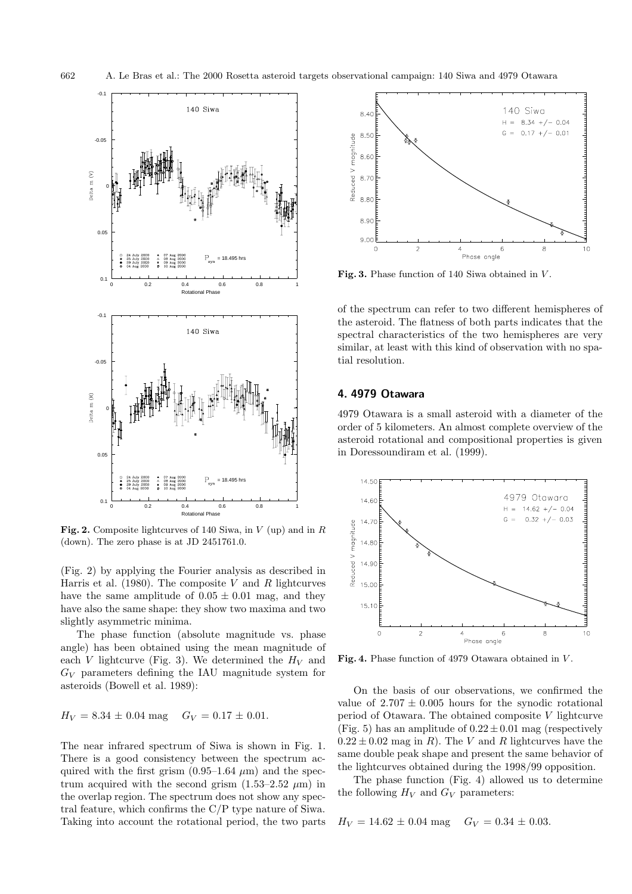140 Siwa

Delta m (V)

-0.1

-0.05

0

0.05

0.1

0 0.2 0.4 0.6 0.8 1

Rotational Phase

24 July 2000
25 July 2000
29 July 2000
04 Aug 2000
07 Aug 2000
08 Aug 2000
09 Aug 2000
10 Aug 2000

$P_{syn}$ = 18.495 hrs

140 Siwa

Delta m (R)

-0.1

-0.05

0

0.05

0.1

0 0.2 0.4 0.6 0.8 1

Rotational Phase

24 July 2000
25 July 2000
29 July 2000
04 Aug 2000
07 Aug 2000
08 Aug 2000
09 Aug 2000
10 Aug 2000

$P_{syn}$ = 18.495 hrs

**Fig. 2.** Composite lightcurves of 140 Siwa, in $V$ (up) and in $R$ (down). The zero phase is at JD 2451761.0.

(Fig. 2) by applying the Fourier analysis as described in Harris et al. (1980). The composite $V$ and $R$ lightcurves have the same amplitude of $0.05 \pm 0.01$ mag, and they have also the same shape: they show two maxima and two slightly asymmetric minima.

The phase function (absolute magnitude vs. phase angle) has been obtained using the mean magnitude of each $V$ lightcurve (Fig. 3). We determined the $H_V$ and $G_V$ parameters defining the IAU magnitude system for asteroids (Bowell et al. 1989):

$$H_V = 8.34 \pm 0.04 \text{ mag} \quad G_V = 0.17 \pm 0.01.$$

The near infrared spectrum of Siwa is shown in Fig. 1. There is a good consistency between the spectrum acquired with the first grism (0.95–1.64 $\mu$m) and the spectrum acquired with the second grism (1.53–2.52 $\mu$m) in the overlap region. The spectrum does not show any spectral feature, which confirms the C/P type nature of Siwa. Taking into account the rotational period, the two parts

140 Siwa

H = 8.34 +/- 0.04

G = 0.17 +/- 0.01

Reduced V magnitude

8.40

8.50

8.60

8.70

8.80

8.90

9.00

0 2 4 6 8 10

Phase angle

**Fig. 3.** Phase function of 140 Siwa obtained in $V$.

of the spectrum can refer to two different hemispheres of the asteroid. The flatness of both parts indicates that the spectral characteristics of the two hemispheres are very similar, at least with this kind of observation with no spatial resolution.

## 4. 4979 Otawara

4979 Otawara is a small asteroid with a diameter of the order of 5 kilometers. An almost complete overview of the asteroid rotational and compositional properties is given in Doressoundiram et al. (1999).

4979 Otawara

H = 14.62 +/- 0.04

G = 0.32 +/- 0.03

Reduced V magnitude

14.50

14.60

14.70

14.80

14.90

15.00

15.10

0 2 4 6 8 10

Phase angle

**Fig. 4.** Phase function of 4979 Otawara obtained in $V$.

On the basis of our observations, we confirmed the value of $2.707 \pm 0.005$ hours for the synodic rotational period of Otawara. The obtained composite $V$ lightcurve (Fig. 5) has an amplitude of $0.22 \pm 0.01$ mag (respectively $0.22 \pm 0.02$ mag in $R$). The $V$ and $R$ lightcurves have the same double peak shape and present the same behavior of the lightcurves obtained during the 1998/99 opposition.

The phase function (Fig. 4) allowed us to determine the following $H_V$ and $G_V$ parameters:

$$H_V = 14.62 \pm 0.04 \text{ mag} \quad G_V = 0.34 \pm 0.03.$$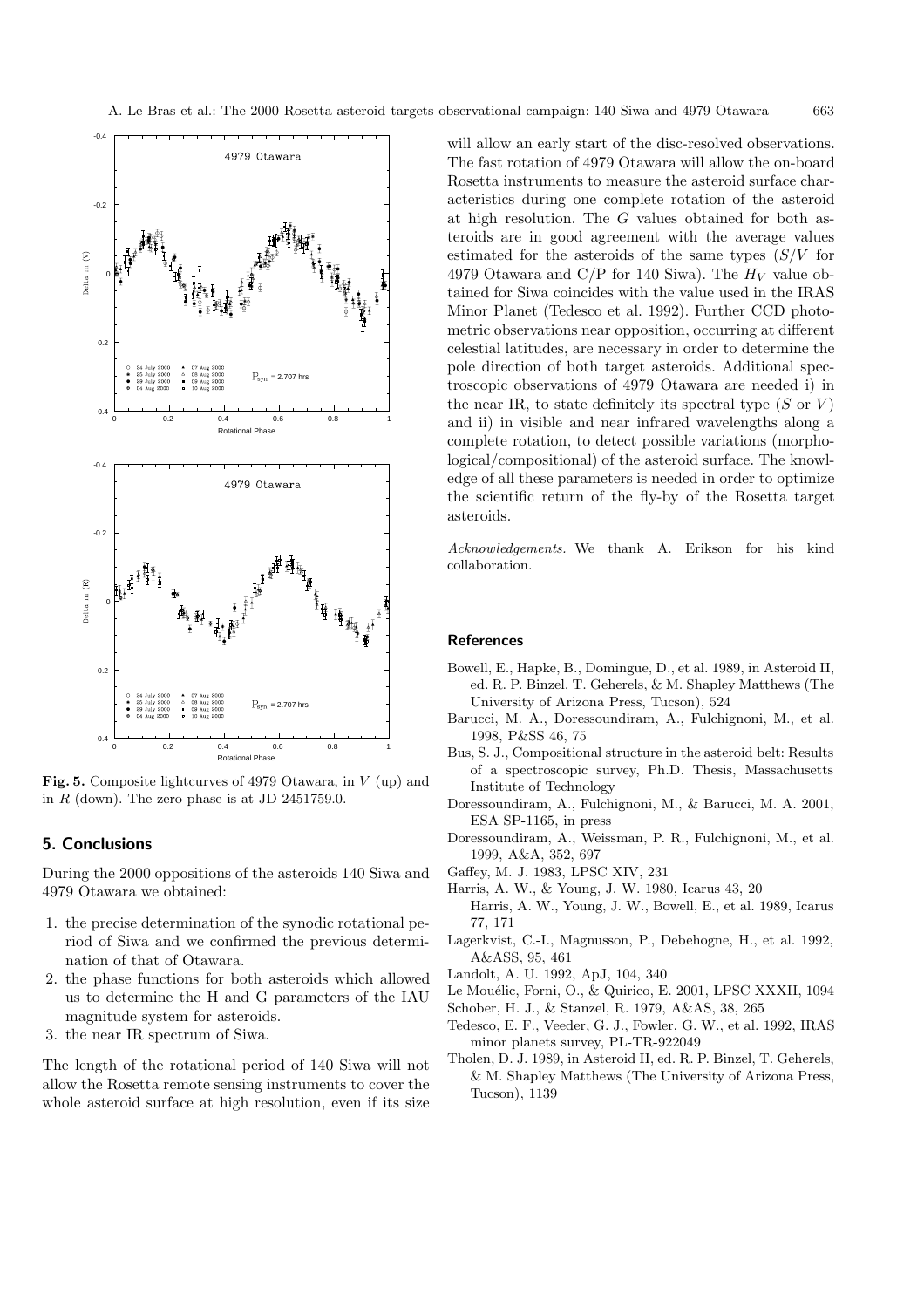4979 Otawara

Delta m (V)

-0.4
-0.2
0
0.2
0.4

0
0.2
0.4
0.6
0.8
1

Rotational Phase

24 July 2000
25 July 2000
29 July 2000
04 Aug 2000
07 Aug 2000
08 Aug 2000
09 Aug 2000
10 Aug 2000

$P_{syn}$ = 2.707 hrs

4979 Otawara

Delta m (R)

-0.4
-0.2
0
0.2
0.4

0
0.2
0.4
0.6
0.8
1

Rotational Phase

24 July 2000
25 July 2000
29 July 2000
04 Aug 2000
07 Aug 2000
08 Aug 2000
09 Aug 2000
10 Aug 2000

$P_{syn}$ = 2.707 hrs

**Fig. 5.** Composite lightcurves of 4979 Otawara, in $V$ (up) and in $R$ (down). The zero phase is at JD 2451759.0.

## 5. Conclusions

During the 2000 oppositions of the asteroids 140 Siwa and 4979 Otawara we obtained:

1. the precise determination of the synodic rotational period of Siwa and we confirmed the previous determination of that of Otawara.
2. the phase functions for both asteroids which allowed us to determine the H and G parameters of the IAU magnitude system for asteroids.
3. the near IR spectrum of Siwa.

The length of the rotational period of 140 Siwa will not allow the Rosetta remote sensing instruments to cover the whole asteroid surface at high resolution, even if its size will allow an early start of the disc-resolved observations. The fast rotation of 4979 Otawara will allow the on-board Rosetta instruments to measure the asteroid surface characteristics during one complete rotation of the asteroid at high resolution. The $G$ values obtained for both asteroids are in good agreement with the average values estimated for the asteroids of the same types ($S/V$ for 4979 Otawara and C/P for 140 Siwa). The $H_V$ value obtained for Siwa coincides with the value used in the IRAS Minor Planet (Tedesco et al. 1992). Further CCD photometric observations near opposition, occurring at different celestial latitudes, are necessary in order to determine the pole direction of both target asteroids. Additional spectroscopic observations of 4979 Otawara are needed i) in the near IR, to state definitely its spectral type ($S$ or $V$) and ii) in visible and near infrared wavelengths along a complete rotation, to detect possible variations (morphological/compositional) of the asteroid surface. The knowledge of all these parameters is needed in order to optimize the scientific return of the fly-by of the Rosetta target asteroids.

*Acknowledgements.* We thank A. Erikson for his kind collaboration.

## References

Bowell, E., Hapke, B., Domingue, D., et al. 1989, in Asteroid II, ed. R. P. Binzel, T. Geherels, & M. Shapley Matthews (The University of Arizona Press, Tucson), 524

Barucci, M. A., Doressoundiram, A., Fulchignoni, M., et al. 1998, P&SS 46, 75

Bus, S. J., Compositional structure in the asteroid belt: Results of a spectroscopic survey, Ph.D. Thesis, Massachusetts Institute of Technology

Doressoundiram, A., Fulchignoni, M., & Barucci, M. A. 2001, ESA SP-1165, in press

Doressoundiram, A., Weissman, P. R., Fulchignoni, M., et al. 1999, A&A, 352, 697

Gaffey, M. J. 1983, LPSC XIV, 231

Harris, A. W., & Young, J. W. 1980, Icarus 43, 20

Harris, A. W., Young, J. W., Bowell, E., et al. 1989, Icarus 77, 171

Lagerkvist, C.-I., Magnusson, P., Debehogne, H., et al. 1992, A&ASS, 95, 461

Landolt, A. U. 1992, ApJ, 104, 340

Le Mouélic, Forni, O., & Quirico, E. 2001, LPSC XXXII, 1094

Schober, H. J., & Stanzel, R. 1979, A&AS, 38, 265

Tedesco, E. F., Veeder, G. J., Fowler, G. W., et al. 1992, IRAS minor planets survey, PL-TR-922049

Tholen, D. J. 1989, in Asteroid II, ed. R. P. Binzel, T. Geherels, & M. Shapley Matthews (The University of Arizona Press, Tucson), 1139